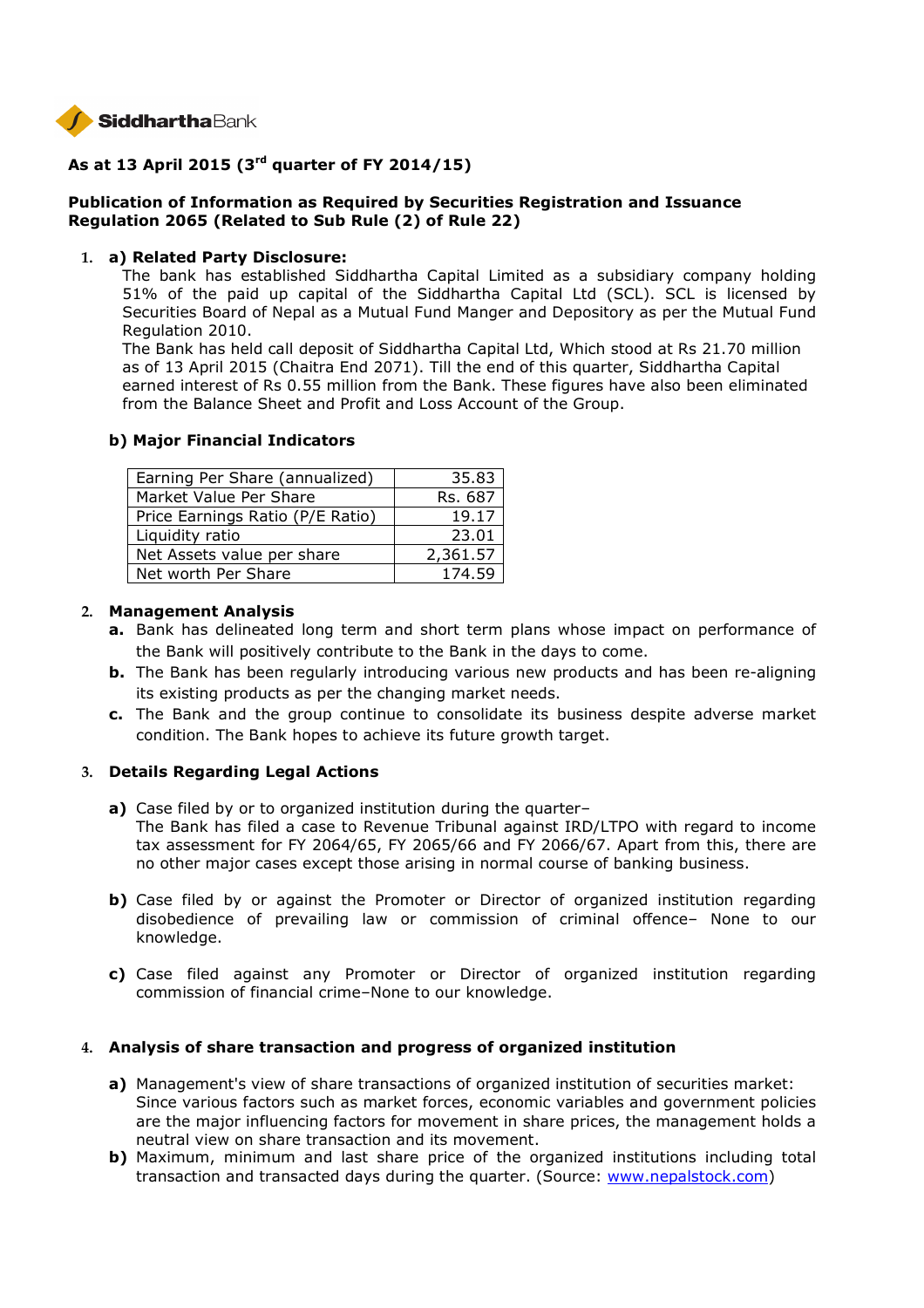**SiddharthaBank**

## As at 13 April 2015 (3rd quarter of FY 2014/15)

### Publication of Information as Required by Securities Registration and Issuance Regulation 2065 (Related to Sub Rule (2) of Rule 22)

1. **a) Related Party Disclosure:**

   The bank has established Siddhartha Capital Limited as a subsidiary company holding 51% of the paid up capital of the Siddhartha Capital Ltd (SCL). SCL is licensed by Securities Board of Nepal as a Mutual Fund Manger and Depository as per the Mutual Fund Regulation 2010.

   The Bank has held call deposit of Siddhartha Capital Ltd, Which stood at Rs 21.70 million as of 13 April 2015 (Chaitra End 2071). Till the end of this quarter, Siddhartha Capital earned interest of Rs 0.55 million from the Bank. These figures have also been eliminated from the Balance Sheet and Profit and Loss Account of the Group.

   **b) Major Financial Indicators**

| Indicator | Value |
|---|---|
| Earning Per Share (annualized) | 35.83 |
| Market Value Per Share | Rs. 687 |
| Price Earnings Ratio (P/E Ratio) | 19.17 |
| Liquidity ratio | 23.01 |
| Net Assets value per share | 2,361.57 |
| Net worth Per Share | 174.59 |

2. **Management Analysis**
   - **a.** Bank has delineated long term and short term plans whose impact on performance of the Bank will positively contribute to the Bank in the days to come.
   - **b.** The Bank has been regularly introducing various new products and has been re-aligning its existing products as per the changing market needs.
   - **c.** The Bank and the group continue to consolidate its business despite adverse market condition. The Bank hopes to achieve its future growth target.

3. **Details Regarding Legal Actions**
   - **a)** Case filed by or to organized institution during the quarter–
     The Bank has filed a case to Revenue Tribunal against IRD/LTPO with regard to income tax assessment for FY 2064/65, FY 2065/66 and FY 2066/67. Apart from this, there are no other major cases except those arising in normal course of banking business.
   - **b)** Case filed by or against the Promoter or Director of organized institution regarding disobedience of prevailing law or commission of criminal offence– None to our knowledge.
   - **c)** Case filed against any Promoter or Director of organized institution regarding commission of financial crime–None to our knowledge.

4. **Analysis of share transaction and progress of organized institution**
   - **a)** Management's view of share transactions of organized institution of securities market:
     Since various factors such as market forces, economic variables and government policies are the major influencing factors for movement in share prices, the management holds a neutral view on share transaction and its movement.
   - **b)** Maximum, minimum and last share price of the organized institutions including total transaction and transacted days during the quarter. (Source: www.nepalstock.com)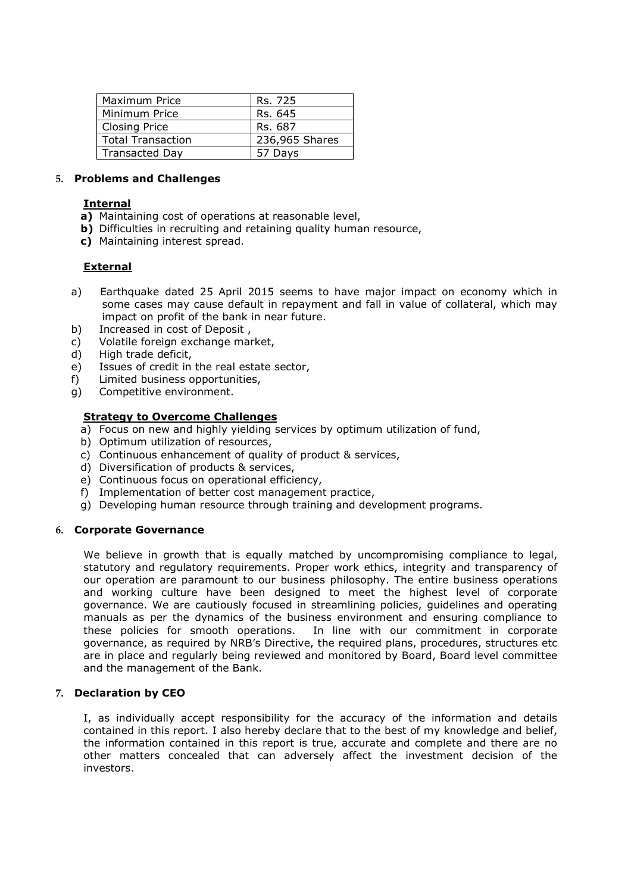| | |
|---|---|
| Maximum Price | Rs. 725 |
| Minimum Price | Rs. 645 |
| Closing Price | Rs. 687 |
| Total Transaction | 236,965 Shares |
| Transacted Day | 57 Days |

## 5. Problems and Challenges

**Internal**

**a)** Maintaining cost of operations at reasonable level,
**b)** Difficulties in recruiting and retaining quality human resource,
**c)** Maintaining interest spread.

**External**

a) Earthquake dated 25 April 2015 seems to have major impact on economy which in some cases may cause default in repayment and fall in value of collateral, which may impact on profit of the bank in near future.
b) Increased in cost of Deposit ,
c) Volatile foreign exchange market,
d) High trade deficit,
e) Issues of credit in the real estate sector,
f) Limited business opportunities,
g) Competitive environment.

**Strategy to Overcome Challenges**

a) Focus on new and highly yielding services by optimum utilization of fund,
b) Optimum utilization of resources,
c) Continuous enhancement of quality of product & services,
d) Diversification of products & services,
e) Continuous focus on operational efficiency,
f) Implementation of better cost management practice,
g) Developing human resource through training and development programs.

## 6. Corporate Governance

We believe in growth that is equally matched by uncompromising compliance to legal, statutory and regulatory requirements. Proper work ethics, integrity and transparency of our operation are paramount to our business philosophy. The entire business operations and working culture have been designed to meet the highest level of corporate governance. We are cautiously focused in streamlining policies, guidelines and operating manuals as per the dynamics of the business environment and ensuring compliance to these policies for smooth operations. In line with our commitment in corporate governance, as required by NRB's Directive, the required plans, procedures, structures etc are in place and regularly being reviewed and monitored by Board, Board level committee and the management of the Bank.

## 7. Declaration by CEO

I, as individually accept responsibility for the accuracy of the information and details contained in this report. I also hereby declare that to the best of my knowledge and belief, the information contained in this report is true, accurate and complete and there are no other matters concealed that can adversely affect the investment decision of the investors.